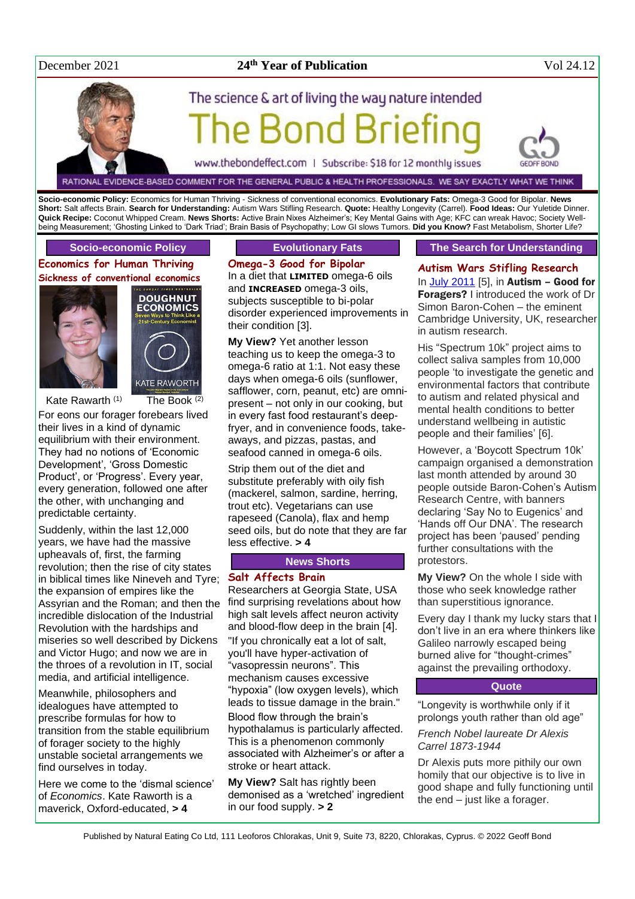December 2021 | **24th Year of Publication** | Vol 24.12

The science & art of living the way nature intended

# The Bond Briefing

www.thebondeffect.com | Subscribe: $18 for 12 monthly issues

RATIONAL EVIDENCE-BASED COMMENT FOR THE GENERAL PUBLIC & HEALTH PROFESSIONALS. WE SAY EXACTLY WHAT WE THINK

**Socio-economic Policy:** Economics for Human Thriving - Sickness of conventional economics. **Evolutionary Fats:** Omega-3 Good for Bipolar. **News Short:** Salt affects Brain. **Search for Understanding:** Autism Wars Stifling Research. **Quote:** Healthy Longevity (Carrel). **Food Ideas:** Our Yuletide Dinner. **Quick Recipe:** Coconut Whipped Cream. **News Shorts:** Active Brain Nixes Alzheimer's; Key Mental Gains with Age; KFC can wreak Havoc; Society Well-being Measurement; 'Ghosting Linked to 'Dark Triad'; Brain Basis of Psychopathy; Low GI slows Tumors. **Did you Know?** Fast Metabolism, Shorter Life?

## Socio-economic Policy

### Economics for Human Thriving

#### Sickness of conventional economics

Kate Rawarth (1) The Book (2)

For eons our forager forebears lived their lives in a kind of dynamic equilibrium with their environment. They had no notions of 'Economic Development', 'Gross Domestic Product', or 'Progress'. Every year, every generation, followed one after the other, with unchanging and predictable certainty.

Suddenly, within the last 12,000 years, we have had the massive upheavals of, first, the farming revolution; then the rise of city states in biblical times like Nineveh and Tyre; the expansion of empires like the Assyrian and the Roman; and then the incredible dislocation of the Industrial Revolution with the hardships and miseries so well described by Dickens and Victor Hugo; and now we are in the throes of a revolution in IT, social media, and artificial intelligence.

Meanwhile, philosophers and idealogues have attempted to prescribe formulas for how to transition from the stable equilibrium of forager society to the highly unstable societal arrangements we find ourselves in today.

Here we come to the 'dismal science' of *Economics*. Kate Raworth is a maverick, Oxford-educated, **> 4**

## Evolutionary Fats

### Omega-3 Good for Bipolar

In a diet that **LIMITED** omega-6 oils and **INCREASED** omega-3 oils, subjects susceptible to bi-polar disorder experienced improvements in their condition [3].

**My View?** Yet another lesson teaching us to keep the omega-3 to omega-6 ratio at 1:1. Not easy these days when omega-6 oils (sunflower, safflower, corn, peanut, etc) are omni-present – not only in our cooking, but in every fast food restaurant's deep-fryer, and in convenience foods, take-aways, and pizzas, pastas, and seafood canned in omega-6 oils.

Strip them out of the diet and substitute preferably with oily fish (mackerel, salmon, sardine, herring, trout etc). Vegetarians can use rapeseed (Canola), flax and hemp seed oils, but do note that they are far less effective. **> 4**

## News Shorts

### Salt Affects Brain

Researchers at Georgia State, USA find surprising revelations about how high salt levels affect neuron activity and blood-flow deep in the brain [4].

"If you chronically eat a lot of salt, you'll have hyper-activation of "vasopressin neurons". This mechanism causes excessive "hypoxia" (low oxygen levels), which leads to tissue damage in the brain."

Blood flow through the brain's hypothalamus is particularly affected. This is a phenomenon commonly associated with Alzheimer's or after a stroke or heart attack.

**My View?** Salt has rightly been demonised as a 'wretched' ingredient in our food supply. **> 2**

## The Search for Understanding

### Autism Wars Stifling Research

In July 2011 [5], in **Autism – Good for Foragers?** I introduced the work of Dr Simon Baron-Cohen – the eminent Cambridge University, UK, researcher in autism research.

His "Spectrum 10k" project aims to collect saliva samples from 10,000 people 'to investigate the genetic and environmental factors that contribute to autism and related physical and mental health conditions to better understand wellbeing in autistic people and their families' [6].

However, a 'Boycott Spectrum 10k' campaign organised a demonstration last month attended by around 30 people outside Baron-Cohen's Autism Research Centre, with banners declaring 'Say No to Eugenics' and 'Hands off Our DNA'. The research project has been 'paused' pending further consultations with the protestors.

**My View?** On the whole I side with those who seek knowledge rather than superstitious ignorance.

Every day I thank my lucky stars that I don't live in an era where thinkers like Galileo narrowly escaped being burned alive for "thought-crimes" against the prevailing orthodoxy.

## Quote

"Longevity is worthwhile only if it prolongs youth rather than old age"

*French Nobel laureate Dr Alexis Carrel 1873-1944*

Dr Alexis puts more pithily our own homily that our objective is to live in good shape and fully functioning until the end – just like a forager.

Published by Natural Eating Co Ltd, 111 Leoforos Chlorakas, Unit 9, Suite 73, 8220, Chlorakas, Cyprus. © 2022 Geoff Bond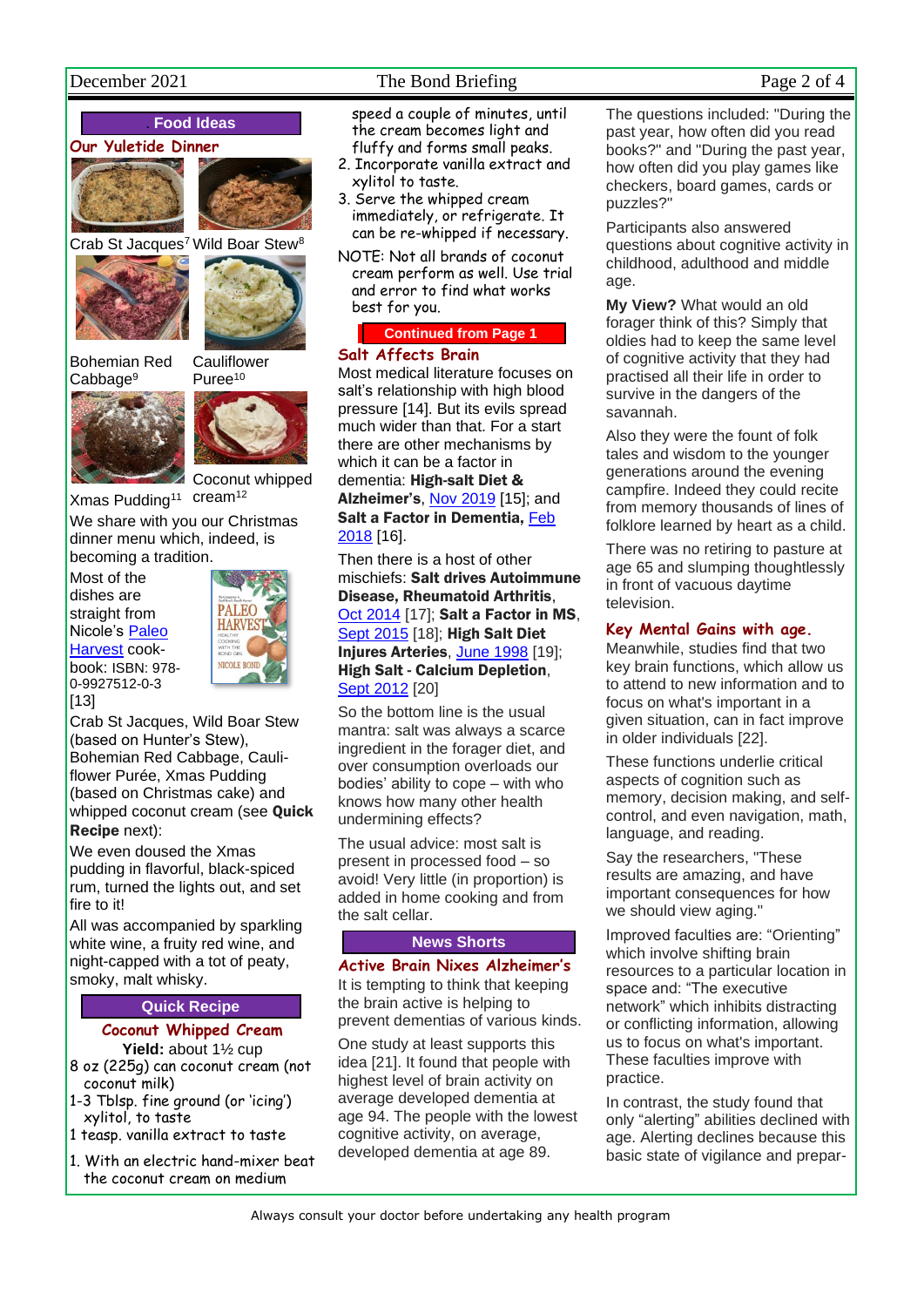## Food Ideas

### Our Yuletide Dinner

Crab St Jacques[7] Wild Boar Stew[8]

Bohemian Red Cabbage[9] Cauliflower Puree[10]

Xmas Pudding[11] Coconut whipped cream[12]

We share with you our Christmas dinner menu which, indeed, is becoming a tradition.

Most of the dishes are straight from Nicole's Paleo Harvest cook-book: ISBN: 978-0-9927512-0-3 [13]

Crab St Jacques, Wild Boar Stew (based on Hunter's Stew), Bohemian Red Cabbage, Cauli-flower Purée, Xmas Pudding (based on Christmas cake) and whipped coconut cream (see **Quick Recipe** next):

We even doused the Xmas pudding in flavorful, black-spiced rum, turned the lights out, and set fire to it!

All was accompanied by sparkling white wine, a fruity red wine, and night-capped with a tot of peaty, smoky, malt whisky.

## Quick Recipe

### Coconut Whipped Cream

**Yield:** about 1½ cup

8 oz (225g) can coconut cream (not coconut milk)
1-3 Tblsp. fine ground (or 'icing') xylitol, to taste
1 teasp. vanilla extract to taste

1. With an electric hand-mixer beat the coconut cream on medium speed a couple of minutes, until the cream becomes light and fluffy and forms small peaks.
2. Incorporate vanilla extract and xylitol to taste.
3. Serve the whipped cream immediately, or refrigerate. It can be re-whipped if necessary.

NOTE: Not all brands of coconut cream perform as well. Use trial and error to find what works best for you.

## Continued from Page 1

### Salt Affects Brain

Most medical literature focuses on salt's relationship with high blood pressure [14]. But its evils spread much wider than that. For a start there are other mechanisms by which it can be a factor in dementia: **High-salt Diet & Alzheimer's**, Nov 2019 [15]; and **Salt a Factor in Dementia**, Feb 2018 [16].

Then there is a host of other mischiefs: **Salt drives Autoimmune Disease, Rheumatoid Arthritis**, Oct 2014 [17]; **Salt a Factor in MS**, Sept 2015 [18]; **High Salt Diet Injures Arteries**, June 1998 [19]; **High Salt - Calcium Depletion**, Sept 2012 [20]

So the bottom line is the usual mantra: salt was always a scarce ingredient in the forager diet, and over consumption overloads our bodies' ability to cope – with who knows how many other health undermining effects?

The usual advice: most salt is present in processed food – so avoid! Very little (in proportion) is added in home cooking and from the salt cellar.

## News Shorts

### Active Brain Nixes Alzheimer's

It is tempting to think that keeping the brain active is helping to prevent dementias of various kinds.

One study at least supports this idea [21]. It found that people with highest level of brain activity on average developed dementia at age 94. The people with the lowest cognitive activity, on average, developed dementia at age 89.

The questions included: "During the past year, how often did you read books?" and "During the past year, how often did you play games like checkers, board games, cards or puzzles?"

Participants also answered questions about cognitive activity in childhood, adulthood and middle age.

**My View?** What would an old forager think of this? Simply that oldies had to keep the same level of cognitive activity that they had practised all their life in order to survive in the dangers of the savannah.

Also they were the fount of folk tales and wisdom to the younger generations around the evening campfire. Indeed they could recite from memory thousands of lines of folklore learned by heart as a child.

There was no retiring to pasture at age 65 and slumping thoughtlessly in front of vacuous daytime television.

### Key Mental Gains with age.

Meanwhile, studies find that two key brain functions, which allow us to attend to new information and to focus on what's important in a given situation, can in fact improve in older individuals [22].

These functions underlie critical aspects of cognition such as memory, decision making, and self-control, and even navigation, math, language, and reading.

Say the researchers, "These results are amazing, and have important consequences for how we should view aging."

Improved faculties are: "Orienting" which involve shifting brain resources to a particular location in space and: "The executive network" which inhibits distracting or conflicting information, allowing us to focus on what's important. These faculties improve with practice.

In contrast, the study found that only "alerting" abilities declined with age. Alerting declines because this basic state of vigilance and prepar-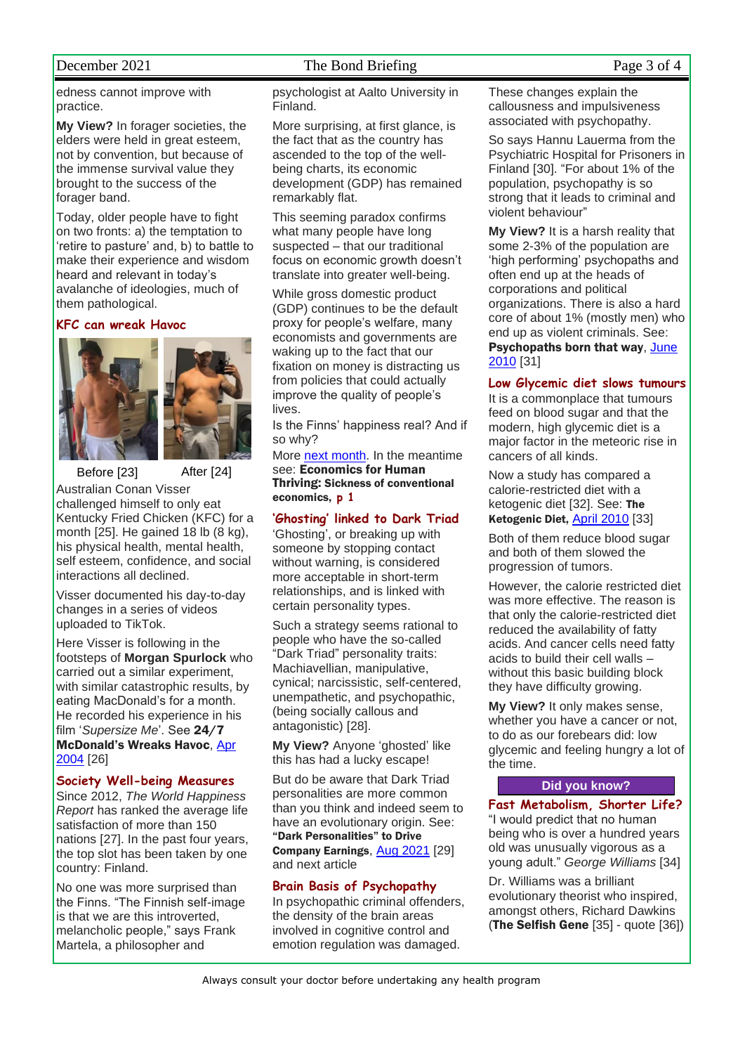edness cannot improve with practice.

**My View?** In forager societies, the elders were held in great esteem, not by convention, but because of the immense survival value they brought to the success of the forager band.

Today, older people have to fight on two fronts: a) the temptation to 'retire to pasture' and, b) to battle to make their experience and wisdom heard and relevant in today's avalanche of ideologies, much of them pathological.

## KFC can wreak Havoc

Before [23] After [24]

Australian Conan Visser challenged himself to only eat Kentucky Fried Chicken (KFC) for a month [25]. He gained 18 lb (8 kg), his physical health, mental health, self esteem, confidence, and social interactions all declined.

Visser documented his day-to-day changes in a series of videos uploaded to TikTok.

Here Visser is following in the footsteps of **Morgan Spurlock** who carried out a similar experiment, with similar catastrophic results, by eating MacDonald's for a month. He recorded his experience in his film '*Supersize Me*'. See **24/7 McDonald's Wreaks Havoc**, Apr 2004 [26]

## Society Well-being Measures

Since 2012, *The World Happiness Report* has ranked the average life satisfaction of more than 150 nations [27]. In the past four years, the top slot has been taken by one country: Finland.

No one was more surprised than the Finns. "The Finnish self-image is that we are this introverted, melancholic people," says Frank Martela, a philosopher and psychologist at Aalto University in Finland.

More surprising, at first glance, is the fact that as the country has ascended to the top of the well-being charts, its economic development (GDP) has remained remarkably flat.

This seeming paradox confirms what many people have long suspected – that our traditional focus on economic growth doesn't translate into greater well-being.

While gross domestic product (GDP) continues to be the default proxy for people's welfare, many economists and governments are waking up to the fact that our fixation on money is distracting us from policies that could actually improve the quality of people's lives.

Is the Finns' happiness real? And if so why?

More next month. In the meantime see: **Economics for Human Thriving: Sickness of conventional economics, p 1**

## 'Ghosting' linked to Dark Triad

'Ghosting', or breaking up with someone by stopping contact without warning, is considered more acceptable in short-term relationships, and is linked with certain personality types.

Such a strategy seems rational to people who have the so-called "Dark Triad" personality traits: Machiavellian, manipulative, cynical; narcissistic, self-centered, unempathetic, and psychopathic, (being socially callous and antagonistic) [28].

**My View?** Anyone 'ghosted' like this has had a lucky escape!

But do be aware that Dark Triad personalities are more common than you think and indeed seem to have an evolutionary origin. See: **"Dark Personalities" to Drive Company Earnings**, Aug 2021 [29] and next article

## Brain Basis of Psychopathy

In psychopathic criminal offenders, the density of the brain areas involved in cognitive control and emotion regulation was damaged. These changes explain the callousness and impulsiveness associated with psychopathy.

So says Hannu Lauerma from the Psychiatric Hospital for Prisoners in Finland [30]. "For about 1% of the population, psychopathy is so strong that it leads to criminal and violent behaviour"

**My View?** It is a harsh reality that some 2-3% of the population are 'high performing' psychopaths and often end up at the heads of corporations and political organizations. There is also a hard core of about 1% (mostly men) who end up as violent criminals. See: **Psychopaths born that way**, June 2010 [31]

## Low Glycemic diet slows tumours

It is a commonplace that tumours feed on blood sugar and that the modern, high glycemic diet is a major factor in the meteoric rise in cancers of all kinds.

Now a study has compared a calorie-restricted diet with a ketogenic diet [32]. See: **The Ketogenic Diet,** April 2010 [33]

Both of them reduce blood sugar and both of them slowed the progression of tumors.

However, the calorie restricted diet was more effective. The reason is that only the calorie-restricted diet reduced the availability of fatty acids. And cancer cells need fatty acids to build their cell walls – without this basic building block they have difficulty growing.

**My View?** It only makes sense, whether you have a cancer or not, to do as our forebears did: low glycemic and feeling hungry a lot of the time.

**Did you know?**

## Fast Metabolism, Shorter Life?

"I would predict that no human being who is over a hundred years old was unusually vigorous as a young adult." *George Williams* [34]

Dr. Williams was a brilliant evolutionary theorist who inspired, amongst others, Richard Dawkins (**The Selfish Gene** [35] - quote [36])

Always consult your doctor before undertaking any health program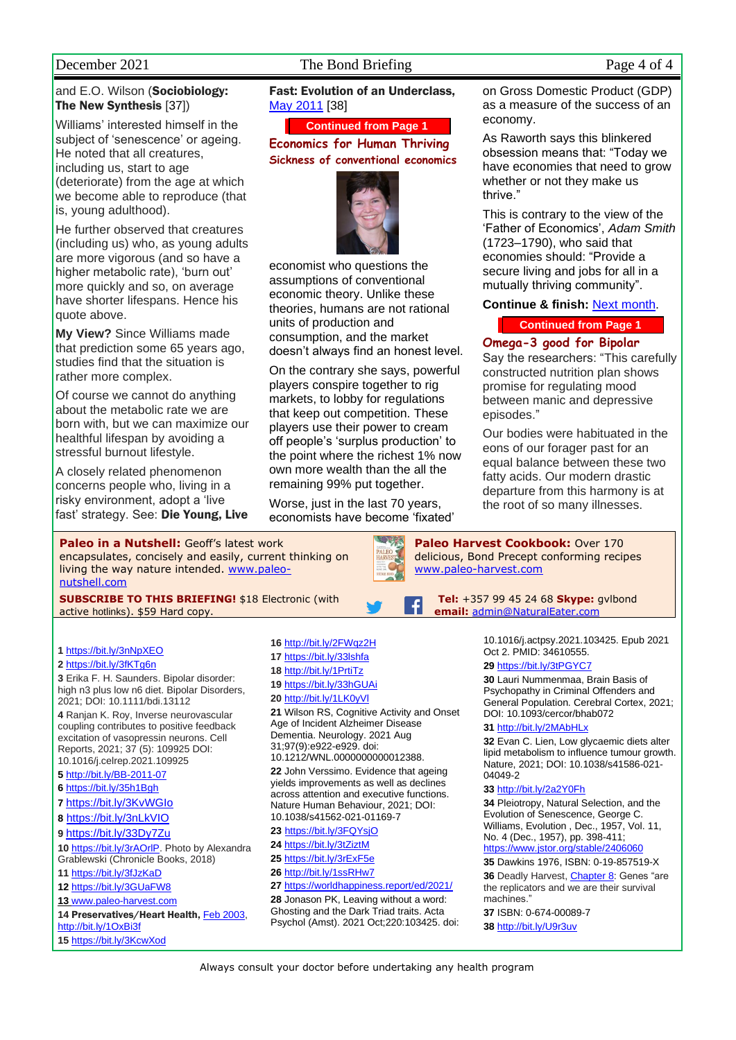and E.O. Wilson (**Sociobiology: The New Synthesis** [37])

Williams' interested himself in the subject of 'senescence' or ageing. He noted that all creatures, including us, start to age (deteriorate) from the age at which we become able to reproduce (that is, young adulthood).

He further observed that creatures (including us) who, as young adults are more vigorous (and so have a higher metabolic rate), 'burn out' more quickly and so, on average have shorter lifespans. Hence his quote above.

**My View?** Since Williams made that prediction some 65 years ago, studies find that the situation is rather more complex.

Of course we cannot do anything about the metabolic rate we are born with, but we can maximize our healthful lifespan by avoiding a stressful burnout lifestyle.

A closely related phenomenon concerns people who, living in a risky environment, adopt a 'live fast' strategy. See: **Die Young, Live Fast: Evolution of an Underclass,** May 2011 [38]

**Continued from Page 1**

## Economics for Human Thriving

### Sickness of conventional economics

economist who questions the assumptions of conventional economic theory. Unlike these theories, humans are not rational units of production and consumption, and the market doesn't always find an honest level.

On the contrary she says, powerful players conspire together to rig markets, to lobby for regulations that keep out competition. These players use their power to cream off people's 'surplus production' to the point where the richest 1% now own more wealth than the all the remaining 99% put together.

Worse, just in the last 70 years, economists have become 'fixated' on Gross Domestic Product (GDP) as a measure of the success of an economy.

As Raworth says this blinkered obsession means that: "Today we have economies that need to grow whether or not they make us thrive."

This is contrary to the view of the 'Father of Economics', *Adam Smith* (1723–1790), who said that economies should: "Provide a secure living and jobs for all in a mutually thriving community".

**Continue & finish:** Next month.

**Continued from Page 1**

## Omega-3 good for Bipolar

Say the researchers: "This carefully constructed nutrition plan shows promise for regulating mood between manic and depressive episodes."

Our bodies were habituated in the eons of our forager past for an equal balance between these two fatty acids. Our modern drastic departure from this harmony is at the root of so many illnesses.

---

**Paleo in a Nutshell:** Geoff's latest work encapsulates, concisely and easily, current thinking on living the way nature intended. www.paleo-nutshell.com

**Paleo Harvest Cookbook:** Over 170 delicious, Bond Precept conforming recipes www.paleo-harvest.com

**SUBSCRIBE TO THIS BRIEFING!** $18 Electronic (with active hotlinks). $59 Hard copy.

**Tel:** +357 99 45 24 68 **Skype:** gvlbond
**email:** admin@NaturalEater.com

---

**1** https://bit.ly/3nNpXEO
**2** https://bit.ly/3fKTg6n
**3** Erika F. H. Saunders. Bipolar disorder: high n3 plus low n6 diet. Bipolar Disorders, 2021; DOI: 10.1111/bdi.13112
**4** Ranjan K. Roy, Inverse neurovascular coupling contributes to positive feedback excitation of vasopressin neurons. Cell Reports, 2021; 37 (5): 109925 DOI: 10.1016/j.celrep.2021.109925
**5** http://bit.ly/BB-2011-07
**6** https://bit.ly/35h1Bgh
**7** https://bit.ly/3KvWGIo
**8** https://bit.ly/3nLkVIO
**9** https://bit.ly/33Dy7Zu
**10** https://bit.ly/3rAOrlP. Photo by Alexandra Grablewski (Chronicle Books, 2018)
**11** https://bit.ly/3fJzKaD
**12** https://bit.ly/3GUaFW8
**13** www.paleo-harvest.com
**14 Preservatives/Heart Health,** Feb 2003, http://bit.ly/1OxBi3f
**15** https://bit.ly/3KcwXod
**16** http://bit.ly/2FWqz2H
**17** https://bit.ly/33lshfa
**18** http://bit.ly/1PrtiTz
**19** https://bit.ly/33hGUAi
**20** http://bit.ly/1LK0yVl
**21** Wilson RS, Cognitive Activity and Onset Age of Incident Alzheimer Disease Dementia. Neurology. 2021 Aug 31;97(9):e922-e929. doi: 10.1212/WNL.0000000000012388.
**22** John Verssimo. Evidence that ageing yields improvements as well as declines across attention and executive functions. Nature Human Behaviour, 2021; DOI: 10.1038/s41562-021-01169-7
**23** https://bit.ly/3FQYsjO
**24** https://bit.ly/3tZiztM
**25** https://bit.ly/3rExF5e
**26** http://bit.ly/1ssRHw7
**27** https://worldhappiness.report/ed/2021/
**28** Jonason PK, Leaving without a word: Ghosting and the Dark Triad traits. Acta Psychol (Amst). 2021 Oct;220:103425. doi: 10.1016/j.actpsy.2021.103425. Epub 2021 Oct 2. PMID: 34610555.
**29** https://bit.ly/3tPGYC7
**30** Lauri Nummenmaa, Brain Basis of Psychopathy in Criminal Offenders and General Population. Cerebral Cortex, 2021; DOI: 10.1093/cercor/bhab072
**31** http://bit.ly/2MAbHLx
**32** Evan C. Lien, Low glycaemic diets alter lipid metabolism to influence tumour growth. Nature, 2021; DOI: 10.1038/s41586-021-04049-2
**33** http://bit.ly/2a2Y0Fh
**34** Pleiotropy, Natural Selection, and the Evolution of Senescence, George C. Williams, Evolution , Dec., 1957, Vol. 11, No. 4 (Dec., 1957), pp. 398-411; https://www.jstor.org/stable/2406060
**35** Dawkins 1976, ISBN: 0-19-857519-X
**36** Deadly Harvest, Chapter 8: Genes "are the replicators and we are their survival machines."
**37** ISBN: 0-674-00089-7
**38** http://bit.ly/U9r3uv

Always consult your doctor before undertaking any health program